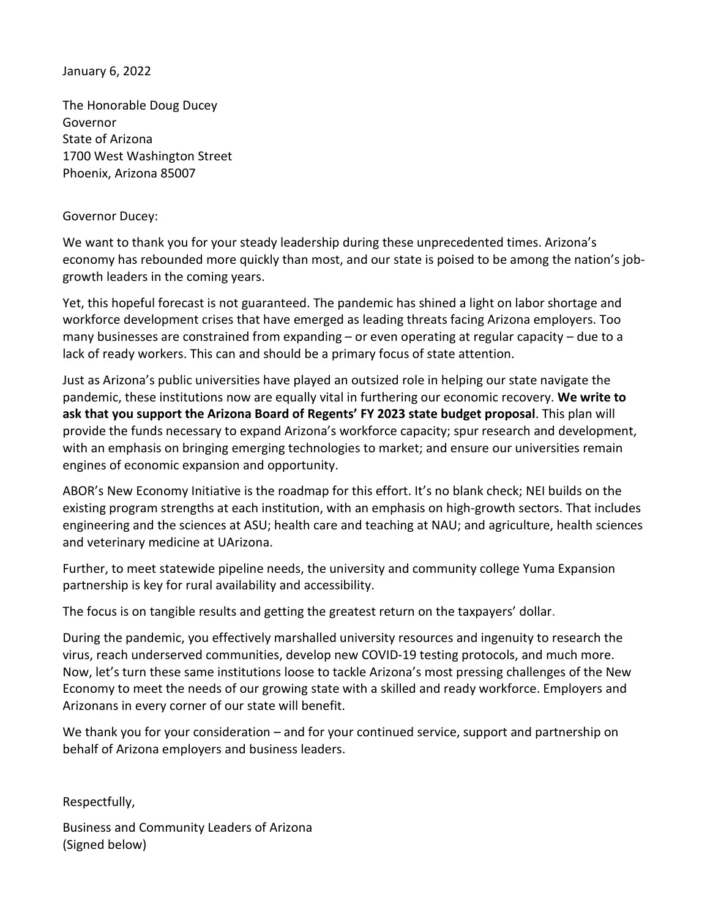January 6, 2022

The Honorable Doug Ducey
Governor
State of Arizona
1700 West Washington Street
Phoenix, Arizona 85007

Governor Ducey:

We want to thank you for your steady leadership during these unprecedented times. Arizona's economy has rebounded more quickly than most, and our state is poised to be among the nation's job-growth leaders in the coming years.

Yet, this hopeful forecast is not guaranteed. The pandemic has shined a light on labor shortage and workforce development crises that have emerged as leading threats facing Arizona employers. Too many businesses are constrained from expanding – or even operating at regular capacity – due to a lack of ready workers. This can and should be a primary focus of state attention.

Just as Arizona's public universities have played an outsized role in helping our state navigate the pandemic, these institutions now are equally vital in furthering our economic recovery. **We write to ask that you support the Arizona Board of Regents' FY 2023 state budget proposal**. This plan will provide the funds necessary to expand Arizona's workforce capacity; spur research and development, with an emphasis on bringing emerging technologies to market; and ensure our universities remain engines of economic expansion and opportunity.

ABOR's New Economy Initiative is the roadmap for this effort. It's no blank check; NEI builds on the existing program strengths at each institution, with an emphasis on high-growth sectors. That includes engineering and the sciences at ASU; health care and teaching at NAU; and agriculture, health sciences and veterinary medicine at UArizona.

Further, to meet statewide pipeline needs, the university and community college Yuma Expansion partnership is key for rural availability and accessibility.

The focus is on tangible results and getting the greatest return on the taxpayers' dollar.

During the pandemic, you effectively marshalled university resources and ingenuity to research the virus, reach underserved communities, develop new COVID-19 testing protocols, and much more. Now, let's turn these same institutions loose to tackle Arizona's most pressing challenges of the New Economy to meet the needs of our growing state with a skilled and ready workforce. Employers and Arizonans in every corner of our state will benefit.

We thank you for your consideration – and for your continued service, support and partnership on behalf of Arizona employers and business leaders.

Respectfully,

Business and Community Leaders of Arizona
(Signed below)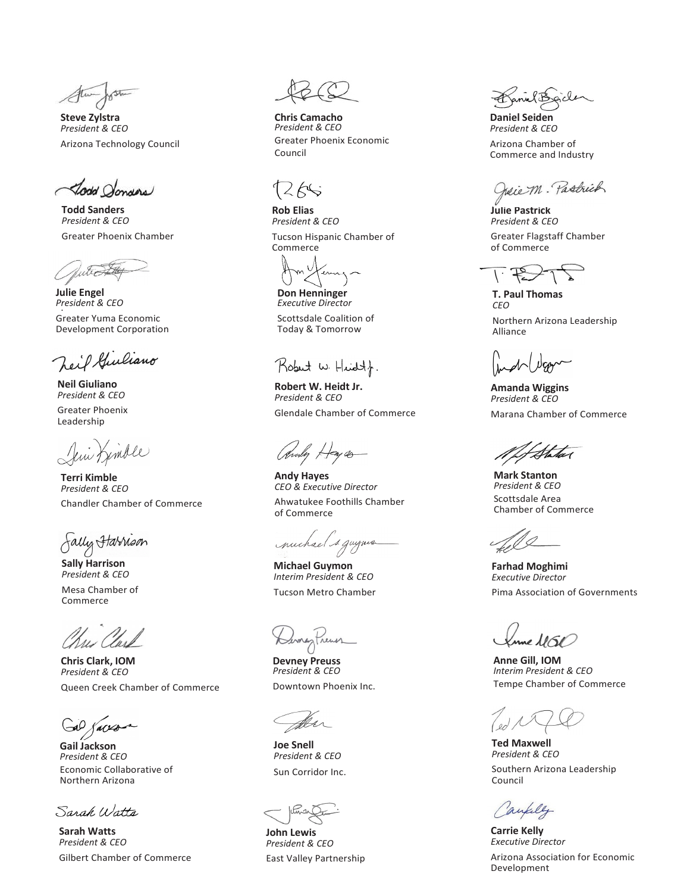**Steve Zylstra**
*President & CEO*
Arizona Technology Council

**Chris Camacho**
*President & CEO*
Greater Phoenix Economic Council

**Daniel Seiden**
*President & CEO*
Arizona Chamber of Commerce and Industry

**Todd Sanders**
*President & CEO*
Greater Phoenix Chamber

**Rob Elias**
*President & CEO*
Tucson Hispanic Chamber of Commerce

**Julie Pastrick**
*President & CEO*
Greater Flagstaff Chamber of Commerce

**Julie Engel**
*President & CEO*
Greater Yuma Economic Development Corporation

**Don Henninger**
*Executive Director*
Scottsdale Coalition of Today & Tomorrow

**T. Paul Thomas**
*CEO*
Northern Arizona Leadership Alliance

**Neil Giuliano**
*President & CEO*
Greater Phoenix Leadership

**Robert W. Heidt Jr.**
*President & CEO*
Glendale Chamber of Commerce

**Amanda Wiggins**
*President & CEO*
Marana Chamber of Commerce

**Terri Kimble**
*President & CEO*
Chandler Chamber of Commerce

**Andy Hayes**
*CEO & Executive Director*
Ahwatukee Foothills Chamber of Commerce

**Mark Stanton**
*President & CEO*
Scottsdale Area Chamber of Commerce

**Sally Harrison**
*President & CEO*
Mesa Chamber of Commerce

**Michael Guymon**
*Interim President & CEO*
Tucson Metro Chamber

**Farhad Moghimi**
*Executive Director*
Pima Association of Governments

**Chris Clark, IOM**
*President & CEO*
Queen Creek Chamber of Commerce

**Devney Preuss**
*President & CEO*
Downtown Phoenix Inc.

**Anne Gill, IOM**
*Interim President & CEO*
Tempe Chamber of Commerce

**Gail Jackson**
*President & CEO*
Economic Collaborative of Northern Arizona

**Joe Snell**
*President & CEO*
Sun Corridor Inc.

**Ted Maxwell**
*President & CEO*
Southern Arizona Leadership Council

**Sarah Watts**
*President & CEO*
Gilbert Chamber of Commerce

**John Lewis**
*President & CEO*
East Valley Partnership

**Carrie Kelly**
*Executive Director*
Arizona Association for Economic Development